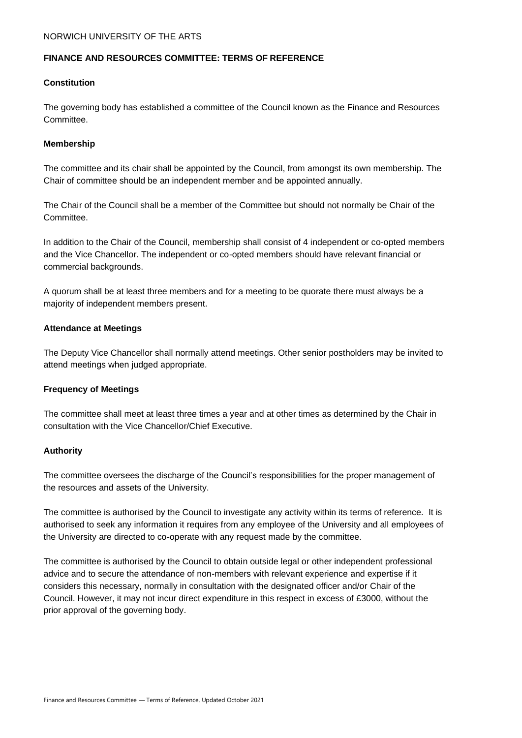NORWICH UNIVERSITY OF THE ARTS

## FINANCE AND RESOURCES COMMITTEE: TERMS OF REFERENCE

### Constitution

The governing body has established a committee of the Council known as the Finance and Resources Committee.

### Membership

The committee and its chair shall be appointed by the Council, from amongst its own membership. The Chair of committee should be an independent member and be appointed annually.

The Chair of the Council shall be a member of the Committee but should not normally be Chair of the Committee.

In addition to the Chair of the Council, membership shall consist of 4 independent or co-opted members and the Vice Chancellor. The independent or co-opted members should have relevant financial or commercial backgrounds.

A quorum shall be at least three members and for a meeting to be quorate there must always be a majority of independent members present.

### Attendance at Meetings

The Deputy Vice Chancellor shall normally attend meetings. Other senior postholders may be invited to attend meetings when judged appropriate.

### Frequency of Meetings

The committee shall meet at least three times a year and at other times as determined by the Chair in consultation with the Vice Chancellor/Chief Executive.

### Authority

The committee oversees the discharge of the Council's responsibilities for the proper management of the resources and assets of the University.

The committee is authorised by the Council to investigate any activity within its terms of reference. It is authorised to seek any information it requires from any employee of the University and all employees of the University are directed to co-operate with any request made by the committee.

The committee is authorised by the Council to obtain outside legal or other independent professional advice and to secure the attendance of non-members with relevant experience and expertise if it considers this necessary, normally in consultation with the designated officer and/or Chair of the Council. However, it may not incur direct expenditure in this respect in excess of £3000, without the prior approval of the governing body.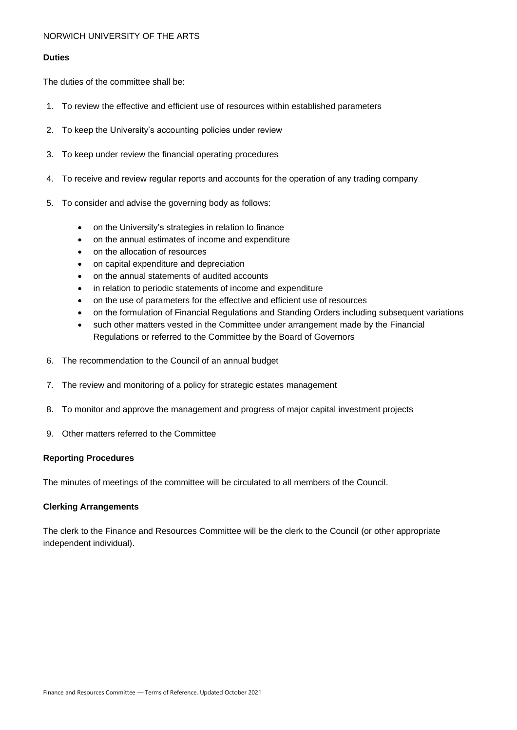## Duties

The duties of the committee shall be:

1. To review the effective and efficient use of resources within established parameters
2. To keep the University's accounting policies under review
3. To keep under review the financial operating procedures
4. To receive and review regular reports and accounts for the operation of any trading company
5. To consider and advise the governing body as follows:
   - on the University's strategies in relation to finance
   - on the annual estimates of income and expenditure
   - on the allocation of resources
   - on capital expenditure and depreciation
   - on the annual statements of audited accounts
   - in relation to periodic statements of income and expenditure
   - on the use of parameters for the effective and efficient use of resources
   - on the formulation of Financial Regulations and Standing Orders including subsequent variations
   - such other matters vested in the Committee under arrangement made by the Financial Regulations or referred to the Committee by the Board of Governors
6. The recommendation to the Council of an annual budget
7. The review and monitoring of a policy for strategic estates management
8. To monitor and approve the management and progress of major capital investment projects
9. Other matters referred to the Committee

## Reporting Procedures

The minutes of meetings of the committee will be circulated to all members of the Council.

## Clerking Arrangements

The clerk to the Finance and Resources Committee will be the clerk to the Council (or other appropriate independent individual).